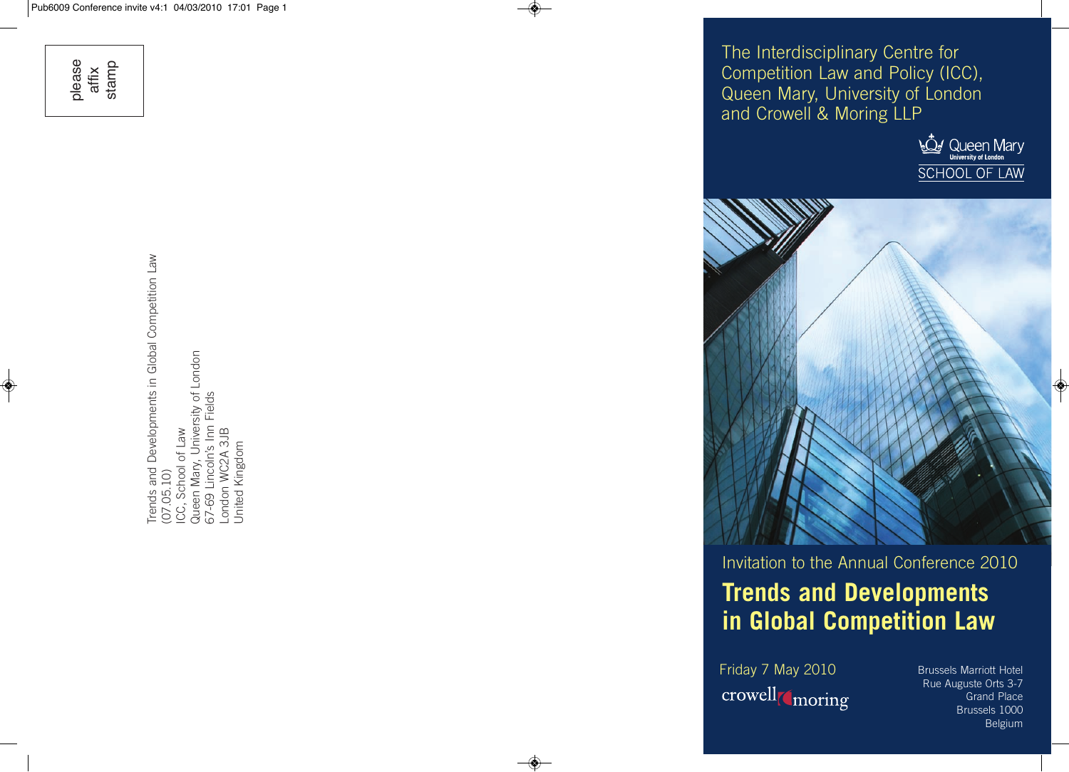please affix stamp

Trends and Developments in Global Competition Law
(07.05.10)
ICC, School of Law
Queen Mary, University of London
67-69 Lincoln's Inn Fields
London WC2A 3JB
United Kingdom

The Interdisciplinary Centre for Competition Law and Policy (ICC), Queen Mary, University of London and Crowell & Moring LLP

Queen Mary University of London
SCHOOL OF LAW

Invitation to the Annual Conference 2010

# Trends and Developments in Global Competition Law

Friday 7 May 2010

crowell moring

Brussels Marriott Hotel
Rue Auguste Orts 3-7
Grand Place
Brussels 1000
Belgium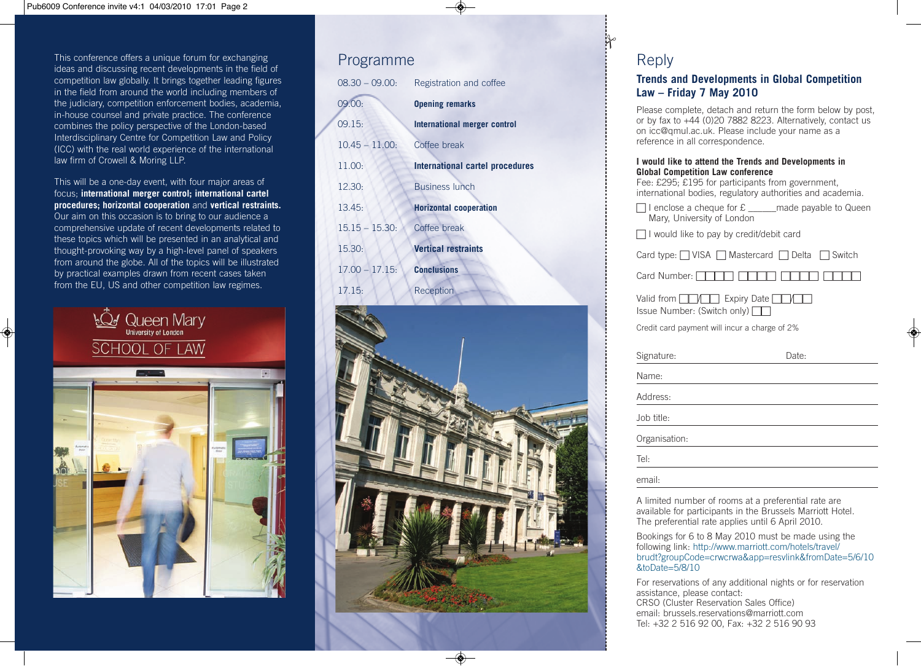This conference offers a unique forum for exchanging ideas and discussing recent developments in the field of competition law globally. It brings together leading figures in the field from around the world including members of the judiciary, competition enforcement bodies, academia, in-house counsel and private practice. The conference combines the policy perspective of the London-based Interdisciplinary Centre for Competition Law and Policy (ICC) with the real world experience of the international law firm of Crowell & Moring LLP.

This will be a one-day event, with four major areas of focus; **international merger control; international cartel procedures; horizontal cooperation** and **vertical restraints.** Our aim on this occasion is to bring to our audience a comprehensive update of recent developments related to these topics which will be presented in an analytical and thought-provoking way by a high-level panel of speakers from around the globe. All of the topics will be illustrated by practical examples drawn from recent cases taken from the EU, US and other competition law regimes.

Queen Mary University of London

SCHOOL OF LAW

## Programme

| | |
|---|---|
| 08.30 – 09.00: | Registration and coffee |
| 09.00: | **Opening remarks** |
| 09.15: | **International merger control** |
| 10.45 – 11.00: | Coffee break |
| 11.00: | **International cartel procedures** |
| 12.30: | Business lunch |
| 13.45: | **Horizontal cooperation** |
| 15.15 – 15.30: | Coffee break |
| 15.30: | **Vertical restraints** |
| 17.00 – 17.15: | **Conclusions** |
| 17.15: | Reception |

## Reply

### Trends and Developments in Global Competition Law – Friday 7 May 2010

Please complete, detach and return the form below by post, or by fax to +44 (0)20 7882 8223. Alternatively, contact us on icc@qmul.ac.uk. Please include your name as a reference in all correspondence.

**I would like to attend the Trends and Developments in Global Competition Law conference**
Fee: £295; £195 for participants from government, international bodies, regulatory authorities and academia.

☐ I enclose a cheque for £ ______made payable to Queen Mary, University of London

☐ I would like to pay by credit/debit card

Card type: ☐ VISA ☐ Mastercard ☐ Delta ☐ Switch

Card Number: ☐☐☐☐ ☐☐☐☐ ☐☐☐☐ ☐☐☐☐

Valid from ☐☐/☐☐ Expiry Date ☐☐/☐☐
Issue Number: (Switch only) ☐☐

Credit card payment will incur a charge of 2%

Signature: Date:

Name:

Address:

Job title:

Organisation:

Tel:

email:

A limited number of rooms at a preferential rate are available for participants in the Brussels Marriott Hotel. The preferential rate applies until 6 April 2010.

Bookings for 6 to 8 May 2010 must be made using the following link: http://www.marriott.com/hotels/travel/brudt?groupCode=crwcrwa&app=resvlink&fromDate=5/6/10&toDate=5/8/10

For reservations of any additional nights or for reservation assistance, please contact:
CRSO (Cluster Reservation Sales Office)
email: brussels.reservations@marriott.com
Tel: +32 2 516 92 00, Fax: +32 2 516 90 93